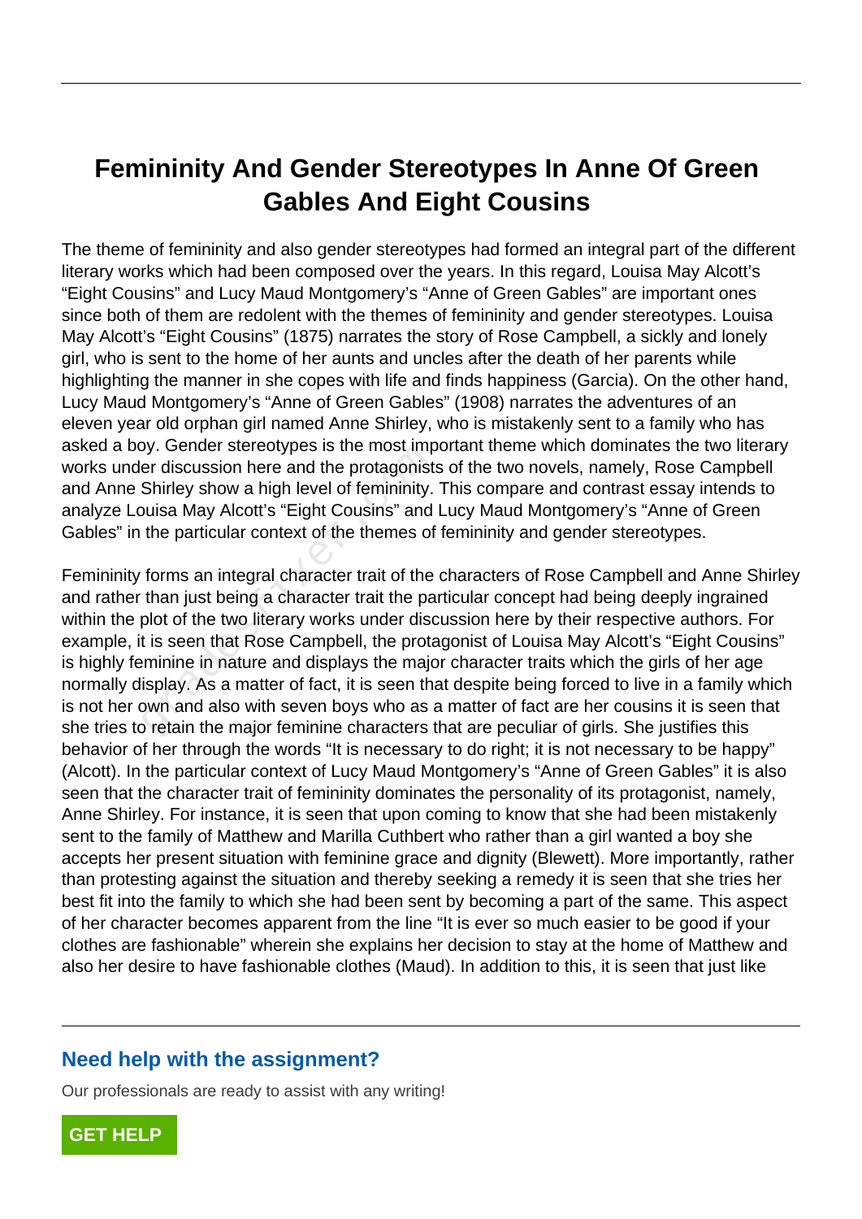# Femininity And Gender Stereotypes In Anne Of Green Gables And Eight Cousins

The theme of femininity and also gender stereotypes had formed an integral part of the different literary works which had been composed over the years. In this regard, Louisa May Alcott's "Eight Cousins" and Lucy Maud Montgomery's "Anne of Green Gables" are important ones since both of them are redolent with the themes of femininity and gender stereotypes. Louisa May Alcott's "Eight Cousins" (1875) narrates the story of Rose Campbell, a sickly and lonely girl, who is sent to the home of her aunts and uncles after the death of her parents while highlighting the manner in she copes with life and finds happiness (Garcia). On the other hand, Lucy Maud Montgomery's "Anne of Green Gables" (1908) narrates the adventures of an eleven year old orphan girl named Anne Shirley, who is mistakenly sent to a family who has asked a boy. Gender stereotypes is the most important theme which dominates the two literary works under discussion here and the protagonists of the two novels, namely, Rose Campbell and Anne Shirley show a high level of femininity. This compare and contrast essay intends to analyze Louisa May Alcott's "Eight Cousins" and Lucy Maud Montgomery's "Anne of Green Gables" in the particular context of the themes of femininity and gender stereotypes.

Femininity forms an integral character trait of the characters of Rose Campbell and Anne Shirley and rather than just being a character trait the particular concept had being deeply ingrained within the plot of the two literary works under discussion here by their respective authors. For example, it is seen that Rose Campbell, the protagonist of Louisa May Alcott's "Eight Cousins" is highly feminine in nature and displays the major character traits which the girls of her age normally display. As a matter of fact, it is seen that despite being forced to live in a family which is not her own and also with seven boys who as a matter of fact are her cousins it is seen that she tries to retain the major feminine characters that are peculiar of girls. She justifies this behavior of her through the words "It is necessary to do right; it is not necessary to be happy" (Alcott). In the particular context of Lucy Maud Montgomery's "Anne of Green Gables" it is also seen that the character trait of femininity dominates the personality of its protagonist, namely, Anne Shirley. For instance, it is seen that upon coming to know that she had been mistakenly sent to the family of Matthew and Marilla Cuthbert who rather than a girl wanted a boy she accepts her present situation with feminine grace and dignity (Blewett). More importantly, rather than protesting against the situation and thereby seeking a remedy it is seen that she tries her best fit into the family to which she had been sent by becoming a part of the same. This aspect of her character becomes apparent from the line "It is ever so much easier to be good if your clothes are fashionable" wherein she explains her decision to stay at the home of Matthew and also her desire to have fashionable clothes (Maud). In addition to this, it is seen that just like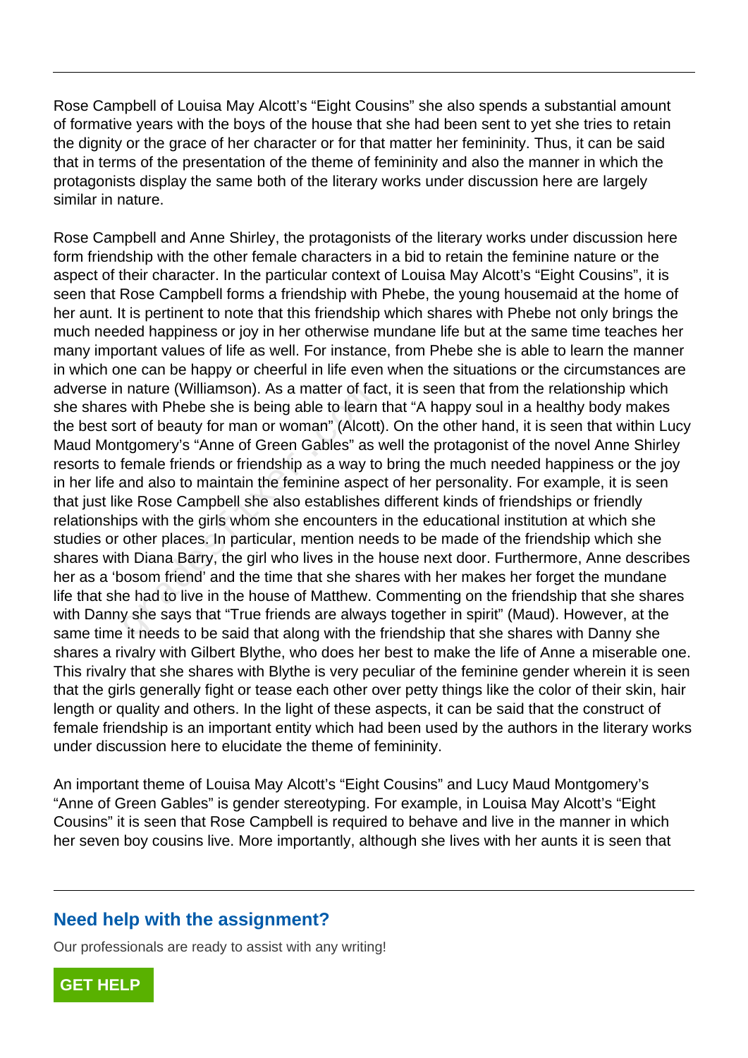Rose Campbell of Louisa May Alcott's "Eight Cousins" she also spends a substantial amount of formative years with the boys of the house that she had been sent to yet she tries to retain the dignity or the grace of her character or for that matter her femininity. Thus, it can be said that in terms of the presentation of the theme of femininity and also the manner in which the protagonists display the same both of the literary works under discussion here are largely similar in nature.

Rose Campbell and Anne Shirley, the protagonists of the literary works under discussion here form friendship with the other female characters in a bid to retain the feminine nature or the aspect of their character. In the particular context of Louisa May Alcott's "Eight Cousins", it is seen that Rose Campbell forms a friendship with Phebe, the young housemaid at the home of her aunt. It is pertinent to note that this friendship which shares with Phebe not only brings the much needed happiness or joy in her otherwise mundane life but at the same time teaches her many important values of life as well. For instance, from Phebe she is able to learn the manner in which one can be happy or cheerful in life even when the situations or the circumstances are adverse in nature (Williamson). As a matter of fact, it is seen that from the relationship which she shares with Phebe she is being able to learn that "A happy soul in a healthy body makes the best sort of beauty for man or woman" (Alcott). On the other hand, it is seen that within Lucy Maud Montgomery's "Anne of Green Gables" as well the protagonist of the novel Anne Shirley resorts to female friends or friendship as a way to bring the much needed happiness or the joy in her life and also to maintain the feminine aspect of her personality. For example, it is seen that just like Rose Campbell she also establishes different kinds of friendships or friendly relationships with the girls whom she encounters in the educational institution at which she studies or other places. In particular, mention needs to be made of the friendship which she shares with Diana Barry, the girl who lives in the house next door. Furthermore, Anne describes her as a 'bosom friend' and the time that she shares with her makes her forget the mundane life that she had to live in the house of Matthew. Commenting on the friendship that she shares with Danny she says that "True friends are always together in spirit" (Maud). However, at the same time it needs to be said that along with the friendship that she shares with Danny she shares a rivalry with Gilbert Blythe, who does her best to make the life of Anne a miserable one. This rivalry that she shares with Blythe is very peculiar of the feminine gender wherein it is seen that the girls generally fight or tease each other over petty things like the color of their skin, hair length or quality and others. In the light of these aspects, it can be said that the construct of female friendship is an important entity which had been used by the authors in the literary works under discussion here to elucidate the theme of femininity.

An important theme of Louisa May Alcott's "Eight Cousins" and Lucy Maud Montgomery's "Anne of Green Gables" is gender stereotyping. For example, in Louisa May Alcott's "Eight Cousins" it is seen that Rose Campbell is required to behave and live in the manner in which her seven boy cousins live. More importantly, although she lives with her aunts it is seen that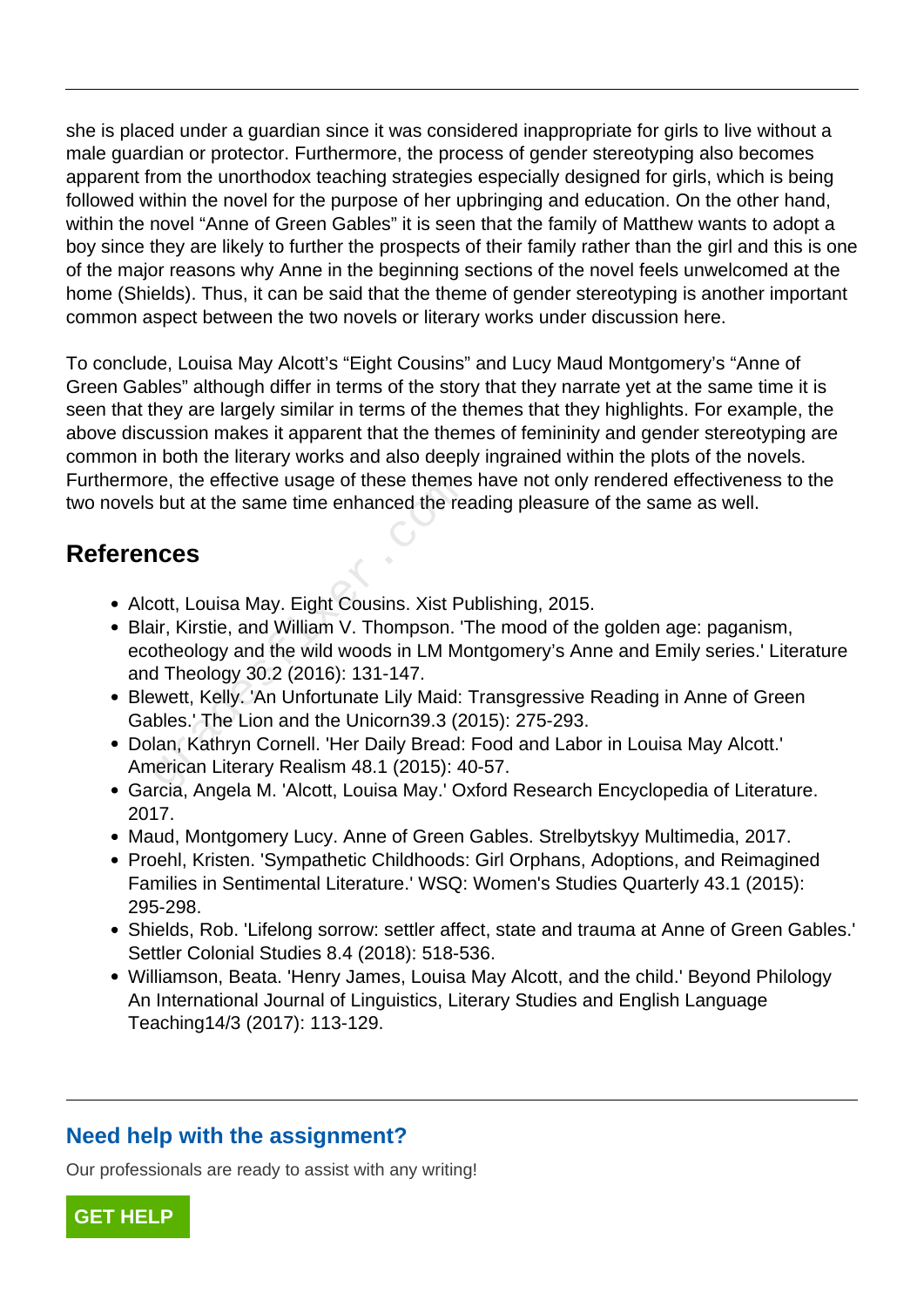she is placed under a guardian since it was considered inappropriate for girls to live without a male guardian or protector. Furthermore, the process of gender stereotyping also becomes apparent from the unorthodox teaching strategies especially designed for girls, which is being followed within the novel for the purpose of her upbringing and education. On the other hand, within the novel "Anne of Green Gables" it is seen that the family of Matthew wants to adopt a boy since they are likely to further the prospects of their family rather than the girl and this is one of the major reasons why Anne in the beginning sections of the novel feels unwelcomed at the home (Shields). Thus, it can be said that the theme of gender stereotyping is another important common aspect between the two novels or literary works under discussion here.

To conclude, Louisa May Alcott's "Eight Cousins" and Lucy Maud Montgomery's "Anne of Green Gables" although differ in terms of the story that they narrate yet at the same time it is seen that they are largely similar in terms of the themes that they highlights. For example, the above discussion makes it apparent that the themes of femininity and gender stereotyping are common in both the literary works and also deeply ingrained within the plots of the novels. Furthermore, the effective usage of these themes have not only rendered effectiveness to the two novels but at the same time enhanced the reading pleasure of the same as well.

## References

- Alcott, Louisa May. Eight Cousins. Xist Publishing, 2015.
- Blair, Kirstie, and William V. Thompson. 'The mood of the golden age: paganism, ecotheology and the wild woods in LM Montgomery's Anne and Emily series.' Literature and Theology 30.2 (2016): 131-147.
- Blewett, Kelly. 'An Unfortunate Lily Maid: Transgressive Reading in Anne of Green Gables.' The Lion and the Unicorn39.3 (2015): 275-293.
- Dolan, Kathryn Cornell. 'Her Daily Bread: Food and Labor in Louisa May Alcott.' American Literary Realism 48.1 (2015): 40-57.
- Garcia, Angela M. 'Alcott, Louisa May.' Oxford Research Encyclopedia of Literature. 2017.
- Maud, Montgomery Lucy. Anne of Green Gables. Strelbytskyy Multimedia, 2017.
- Proehl, Kristen. 'Sympathetic Childhoods: Girl Orphans, Adoptions, and Reimagined Families in Sentimental Literature.' WSQ: Women's Studies Quarterly 43.1 (2015): 295-298.
- Shields, Rob. 'Lifelong sorrow: settler affect, state and trauma at Anne of Green Gables.' Settler Colonial Studies 8.4 (2018): 518-536.
- Williamson, Beata. 'Henry James, Louisa May Alcott, and the child.' Beyond Philology An International Journal of Linguistics, Literary Studies and English Language Teaching14/3 (2017): 113-129.

## Need help with the assignment?

Our professionals are ready to assist with any writing!

GET HELP